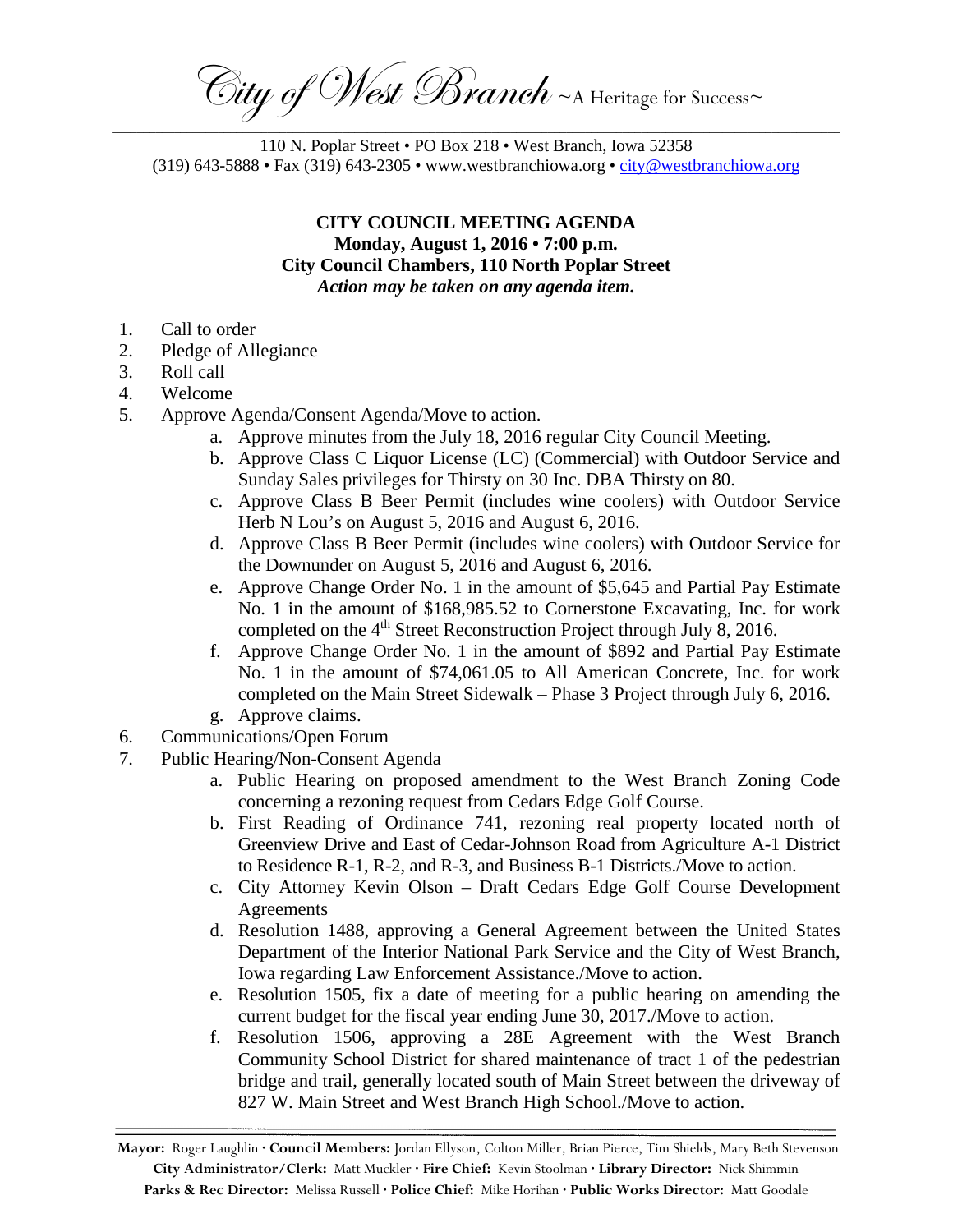City of West Branch ~A Heritage for Success~

110 N. Poplar Street • PO Box 218 • West Branch, Iowa 52358
(319) 643-5888 • Fax (319) 643-2305 • www.westbranchiowa.org • city@westbranchiowa.org

**CITY COUNCIL MEETING AGENDA**
**Monday, August 1, 2016 • 7:00 p.m.**
**City Council Chambers, 110 North Poplar Street**
***Action may be taken on any agenda item.***

1. Call to order
2. Pledge of Allegiance
3. Roll call
4. Welcome
5. Approve Agenda/Consent Agenda/Move to action.
    a. Approve minutes from the July 18, 2016 regular City Council Meeting.
    b. Approve Class C Liquor License (LC) (Commercial) with Outdoor Service and Sunday Sales privileges for Thirsty on 30 Inc. DBA Thirsty on 80.
    c. Approve Class B Beer Permit (includes wine coolers) with Outdoor Service Herb N Lou's on August 5, 2016 and August 6, 2016.
    d. Approve Class B Beer Permit (includes wine coolers) with Outdoor Service for the Downunder on August 5, 2016 and August 6, 2016.
    e. Approve Change Order No. 1 in the amount of $5,645 and Partial Pay Estimate No. 1 in the amount of $168,985.52 to Cornerstone Excavating, Inc. for work completed on the 4th Street Reconstruction Project through July 8, 2016.
    f. Approve Change Order No. 1 in the amount of $892 and Partial Pay Estimate No. 1 in the amount of $74,061.05 to All American Concrete, Inc. for work completed on the Main Street Sidewalk – Phase 3 Project through July 6, 2016.
    g. Approve claims.
6. Communications/Open Forum
7. Public Hearing/Non-Consent Agenda
    a. Public Hearing on proposed amendment to the West Branch Zoning Code concerning a rezoning request from Cedars Edge Golf Course.
    b. First Reading of Ordinance 741, rezoning real property located north of Greenview Drive and East of Cedar-Johnson Road from Agriculture A-1 District to Residence R-1, R-2, and R-3, and Business B-1 Districts./Move to action.
    c. City Attorney Kevin Olson – Draft Cedars Edge Golf Course Development Agreements
    d. Resolution 1488, approving a General Agreement between the United States Department of the Interior National Park Service and the City of West Branch, Iowa regarding Law Enforcement Assistance./Move to action.
    e. Resolution 1505, fix a date of meeting for a public hearing on amending the current budget for the fiscal year ending June 30, 2017./Move to action.
    f. Resolution 1506, approving a 28E Agreement with the West Branch Community School District for shared maintenance of tract 1 of the pedestrian bridge and trail, generally located south of Main Street between the driveway of 827 W. Main Street and West Branch High School./Move to action.

**Mayor:** Roger Laughlin · **Council Members:** Jordan Ellyson, Colton Miller, Brian Pierce, Tim Shields, Mary Beth Stevenson
**City Administrator/Clerk:** Matt Muckler · **Fire Chief:** Kevin Stoolman · **Library Director:** Nick Shimmin
**Parks & Rec Director:** Melissa Russell · **Police Chief:** Mike Horihan · **Public Works Director:** Matt Goodale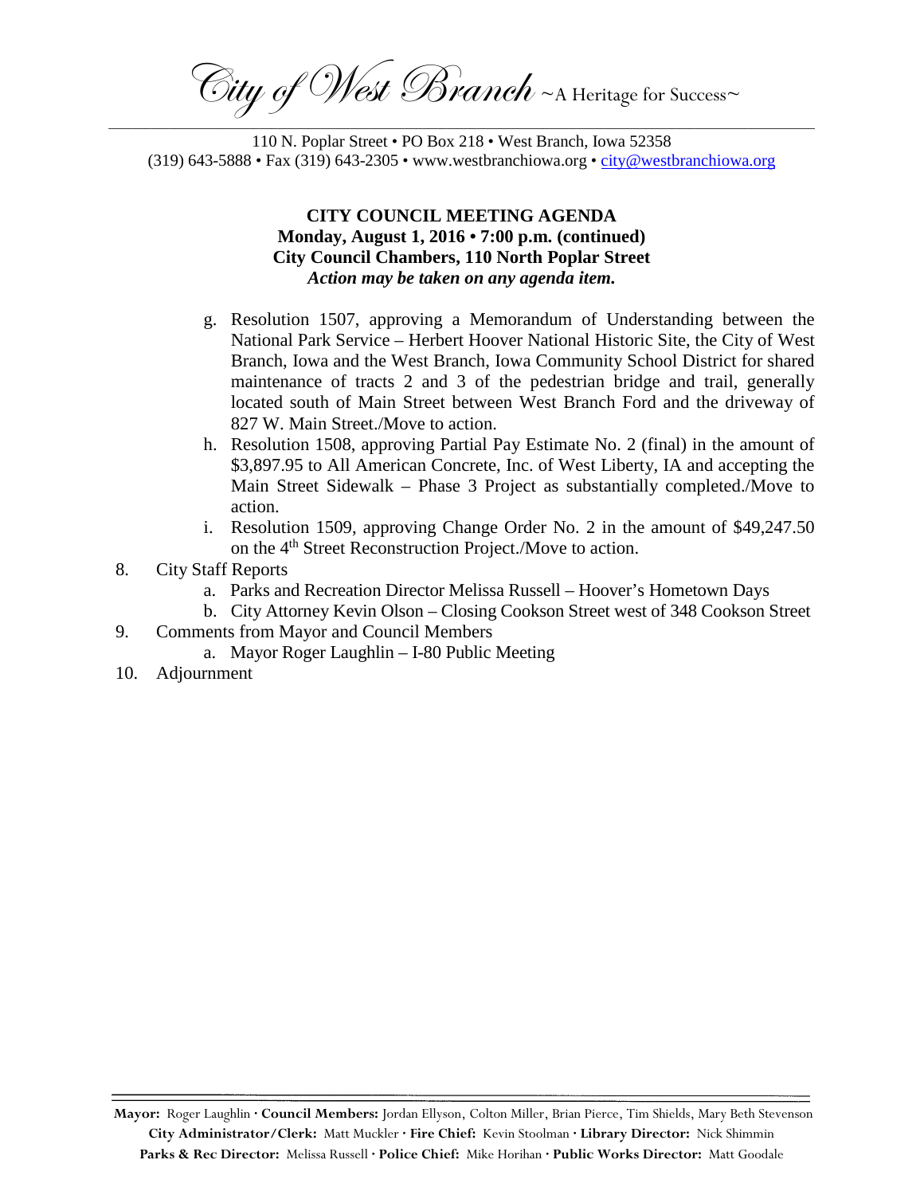City of West Branch ~A Heritage for Success~

110 N. Poplar Street • PO Box 218 • West Branch, Iowa 52358
(319) 643-5888 • Fax (319) 643-2305 • www.westbranchiowa.org • city@westbranchiowa.org

**CITY COUNCIL MEETING AGENDA**
**Monday, August 1, 2016 • 7:00 p.m. (continued)**
**City Council Chambers, 110 North Poplar Street**
***Action may be taken on any agenda item.***

g. Resolution 1507, approving a Memorandum of Understanding between the National Park Service – Herbert Hoover National Historic Site, the City of West Branch, Iowa and the West Branch, Iowa Community School District for shared maintenance of tracts 2 and 3 of the pedestrian bridge and trail, generally located south of Main Street between West Branch Ford and the driveway of 827 W. Main Street./Move to action.

h. Resolution 1508, approving Partial Pay Estimate No. 2 (final) in the amount of $3,897.95 to All American Concrete, Inc. of West Liberty, IA and accepting the Main Street Sidewalk – Phase 3 Project as substantially completed./Move to action.

i. Resolution 1509, approving Change Order No. 2 in the amount of $49,247.50 on the 4th Street Reconstruction Project./Move to action.

8. City Staff Reports
   a. Parks and Recreation Director Melissa Russell – Hoover's Hometown Days
   b. City Attorney Kevin Olson – Closing Cookson Street west of 348 Cookson Street
9. Comments from Mayor and Council Members
   a. Mayor Roger Laughlin – I-80 Public Meeting
10. Adjournment

**Mayor:** Roger Laughlin · **Council Members:** Jordan Ellyson, Colton Miller, Brian Pierce, Tim Shields, Mary Beth Stevenson
**City Administrator/Clerk:** Matt Muckler · **Fire Chief:** Kevin Stoolman · **Library Director:** Nick Shimmin
**Parks & Rec Director:** Melissa Russell · **Police Chief:** Mike Horihan · **Public Works Director:** Matt Goodale